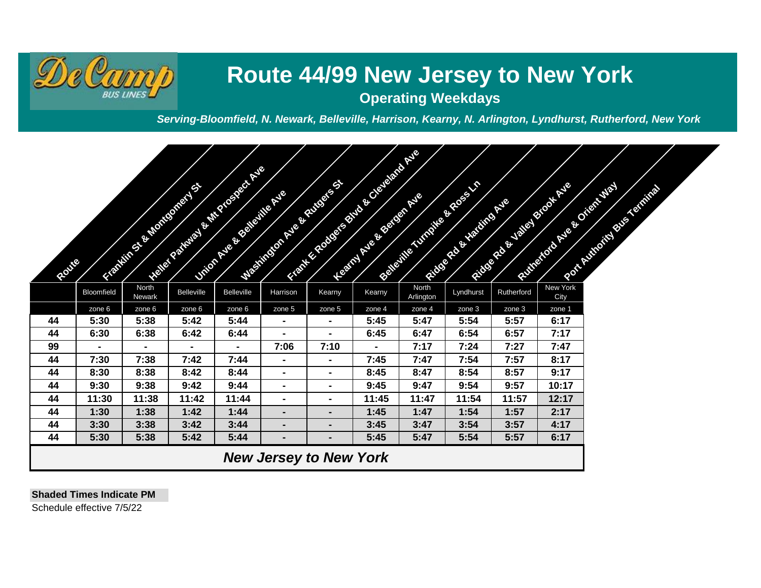# Route 44/99 New Jersey to New York

**Operating Weekdays**

*Serving-Bloomfield, N. Newark, Belleville, Harrison, Kearny, N. Arlington, Lyndhurst, Rutherford, New York*

| Route | Franklin St & Montgomery St | Heller Parkway & Mt Prospect Ave | Union Ave & Belleville Ave | Washington Ave & Rutgers St | Frank E Rodgers Blvd & Cleveland Ave | Kearny Ave & Bergen Ave | Belleville Turnpike & Ross Ln | Ridge Rd & Harding Ave | Ridge Rd & Valley Brook Ave | Rutherford Ave & Orient Way | Port Authority Bus Terminal |
|---|---|---|---|---|---|---|---|---|---|---|---|
| | Bloomfield | North Newark | Belleville | Belleville | Harrison | Kearny | Kearny | North Arlington | Lyndhurst | Rutherford | New York City |
| | zone 6 | zone 6 | zone 6 | zone 6 | zone 5 | zone 5 | zone 4 | zone 4 | zone 3 | zone 3 | zone 1 |
| 44 | 5:30 | 5:38 | 5:42 | 5:44 | - | - | 5:45 | 5:47 | 5:54 | 5:57 | 6:17 |
| 44 | 6:30 | 6:38 | 6:42 | 6:44 | - | - | 6:45 | 6:47 | 6:54 | 6:57 | 7:17 |
| 99 | - | - | - | - | 7:06 | 7:10 | - | 7:17 | 7:24 | 7:27 | 7:47 |
| 44 | 7:30 | 7:38 | 7:42 | 7:44 | - | - | 7:45 | 7:47 | 7:54 | 7:57 | 8:17 |
| 44 | 8:30 | 8:38 | 8:42 | 8:44 | - | - | 8:45 | 8:47 | 8:54 | 8:57 | 9:17 |
| 44 | 9:30 | 9:38 | 9:42 | 9:44 | - | - | 9:45 | 9:47 | 9:54 | 9:57 | 10:17 |
| 44 | 11:30 | 11:38 | 11:42 | 11:44 | - | - | 11:45 | 11:47 | 11:54 | 11:57 | 12:17 |
| 44 | 1:30 | 1:38 | 1:42 | 1:44 | - | - | 1:45 | 1:47 | 1:54 | 1:57 | 2:17 |
| 44 | 3:30 | 3:38 | 3:42 | 3:44 | - | - | 3:45 | 3:47 | 3:54 | 3:57 | 4:17 |
| 44 | 5:30 | 5:38 | 5:42 | 5:44 | - | - | 5:45 | 5:47 | 5:54 | 5:57 | 6:17 |

***New Jersey to New York***

**Shaded Times Indicate PM**

Schedule effective 7/5/22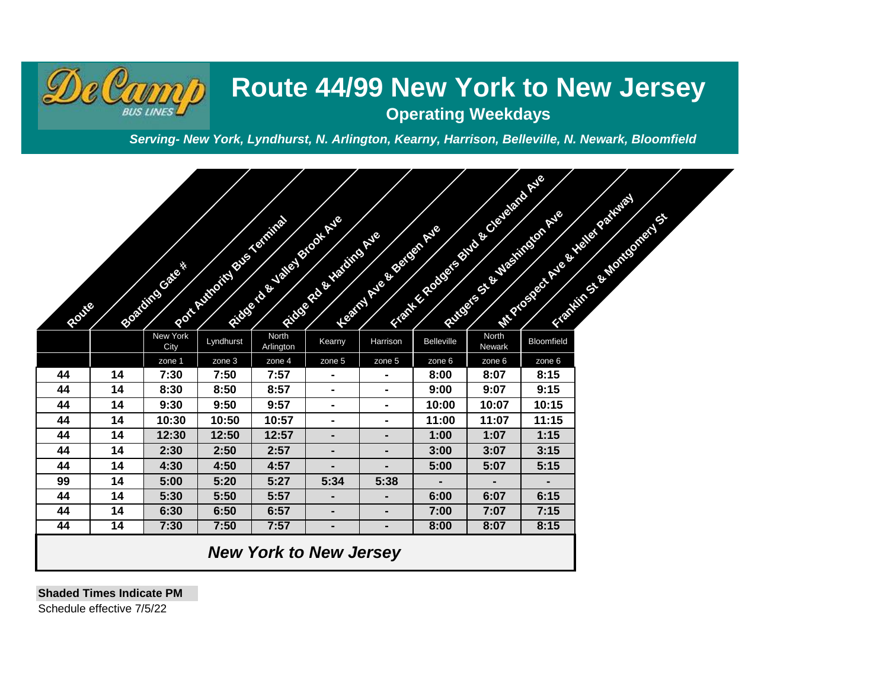# Route 44/99 New York to New Jersey

**Operating Weekdays**

***Serving- New York, Lyndhurst, N. Arlington, Kearny, Harrison, Belleville, N. Newark, Bloomfield***

| Route | Boarding Gate # | Port Authority Bus Terminal | Ridge rd & Valley Brook Ave | Ridge Rd & Harding Ave | Kearny Ave & Bergen Ave | Frank E Rodgers Blvd & Cleveland Ave | Rutgers St & Washington Ave | Mt Prospect Ave & Heller Parkway | Franklin St & Montgomery St |
|---|---|---|---|---|---|---|---|---|---|
| | | New York City | Lyndhurst | North Arlington | Kearny | Harrison | Belleville | North Newark | Bloomfield |
| | | zone 1 | zone 3 | zone 4 | zone 5 | zone 5 | zone 6 | zone 6 | zone 6 |
| **44** | **14** | **7:30** | **7:50** | **7:57** | **-** | **-** | **8:00** | **8:07** | **8:15** |
| **44** | **14** | **8:30** | **8:50** | **8:57** | **-** | **-** | **9:00** | **9:07** | **9:15** |
| **44** | **14** | **9:30** | **9:50** | **9:57** | **-** | **-** | **10:00** | **10:07** | **10:15** |
| **44** | **14** | **10:30** | **10:50** | **10:57** | **-** | **-** | **11:00** | **11:07** | **11:15** |
| **44** | **14** | **12:30** | **12:50** | **12:57** | **-** | **-** | **1:00** | **1:07** | **1:15** |
| **44** | **14** | **2:30** | **2:50** | **2:57** | **-** | **-** | **3:00** | **3:07** | **3:15** |
| **44** | **14** | **4:30** | **4:50** | **4:57** | **-** | **-** | **5:00** | **5:07** | **5:15** |
| **99** | **14** | **5:00** | **5:20** | **5:27** | **5:34** | **5:38** | **-** | **-** | **-** |
| **44** | **14** | **5:30** | **5:50** | **5:57** | **-** | **-** | **6:00** | **6:07** | **6:15** |
| **44** | **14** | **6:30** | **6:50** | **6:57** | **-** | **-** | **7:00** | **7:07** | **7:15** |
| **44** | **14** | **7:30** | **7:50** | **7:57** | **-** | **-** | **8:00** | **8:07** | **8:15** |

***New York to New Jersey***

**Shaded Times Indicate PM**

Schedule effective 7/5/22